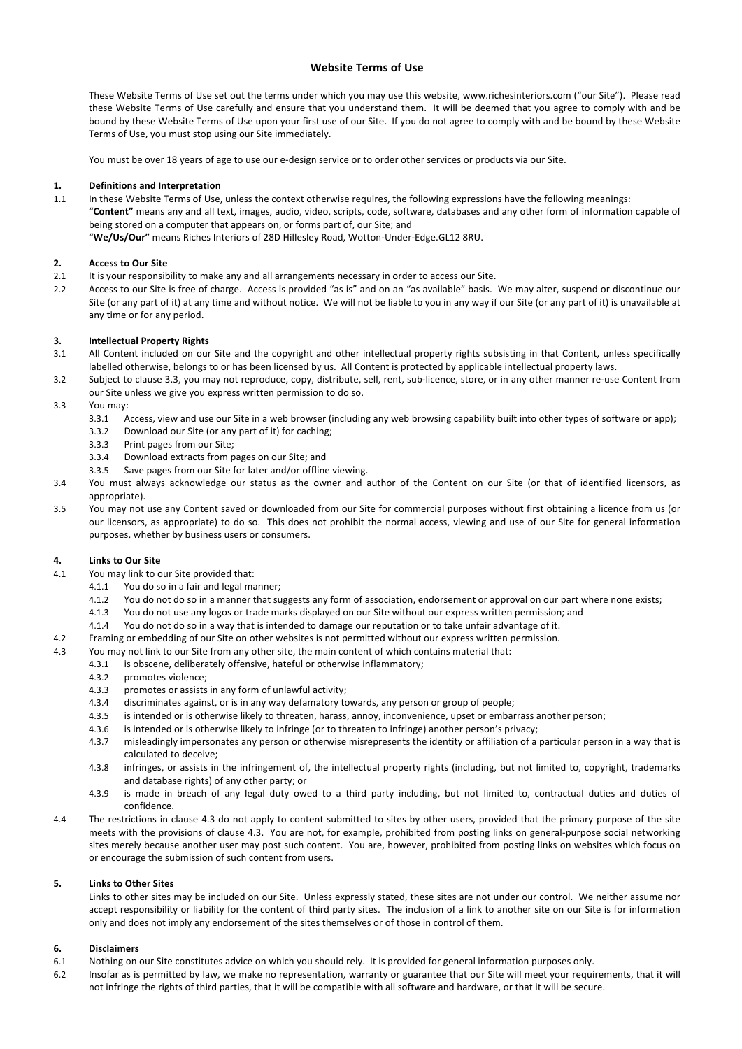# Website Terms of Use

These Website Terms of Use set out the terms under which you may use this website, www.richesinteriors.com ("our Site"). Please read these Website Terms of Use carefully and ensure that you understand them. It will be deemed that you agree to comply with and be bound by these Website Terms of Use upon your first use of our Site. If you do not agree to comply with and be bound by these Website Terms of Use, you must stop using our Site immediately.

You must be over 18 years of age to use our e-design service or to order other services or products via our Site.

## 1. Definitions and Interpretation

1.1 In these Website Terms of Use, unless the context otherwise requires, the following expressions have the following meanings:

**"Content"** means any and all text, images, audio, video, scripts, code, software, databases and any other form of information capable of being stored on a computer that appears on, or forms part of, our Site; and

**"We/Us/Our"** means Riches Interiors of 28D Hillesley Road, Wotton-Under-Edge.GL12 8RU.

## 2. Access to Our Site

2.1 It is your responsibility to make any and all arrangements necessary in order to access our Site.

2.2 Access to our Site is free of charge. Access is provided "as is" and on an "as available" basis. We may alter, suspend or discontinue our Site (or any part of it) at any time and without notice. We will not be liable to you in any way if our Site (or any part of it) is unavailable at any time or for any period.

## 3. Intellectual Property Rights

3.1 All Content included on our Site and the copyright and other intellectual property rights subsisting in that Content, unless specifically labelled otherwise, belongs to or has been licensed by us. All Content is protected by applicable intellectual property laws.

3.2 Subject to clause 3.3, you may not reproduce, copy, distribute, sell, rent, sub-licence, store, or in any other manner re-use Content from our Site unless we give you express written permission to do so.

3.3 You may:

- 3.3.1 Access, view and use our Site in a web browser (including any web browsing capability built into other types of software or app);
- 3.3.2 Download our Site (or any part of it) for caching;
- 3.3.3 Print pages from our Site;
- 3.3.4 Download extracts from pages on our Site; and
- 3.3.5 Save pages from our Site for later and/or offline viewing.

3.4 You must always acknowledge our status as the owner and author of the Content on our Site (or that of identified licensors, as appropriate).

3.5 You may not use any Content saved or downloaded from our Site for commercial purposes without first obtaining a licence from us (or our licensors, as appropriate) to do so. This does not prohibit the normal access, viewing and use of our Site for general information purposes, whether by business users or consumers.

## 4. Links to Our Site

4.1 You may link to our Site provided that:

- 4.1.1 You do so in a fair and legal manner;
- 4.1.2 You do not do so in a manner that suggests any form of association, endorsement or approval on our part where none exists;
- 4.1.3 You do not use any logos or trade marks displayed on our Site without our express written permission; and
- 4.1.4 You do not do so in a way that is intended to damage our reputation or to take unfair advantage of it.

4.2 Framing or embedding of our Site on other websites is not permitted without our express written permission.

4.3 You may not link to our Site from any other site, the main content of which contains material that:

- 4.3.1 is obscene, deliberately offensive, hateful or otherwise inflammatory;
- 4.3.2 promotes violence;
- 4.3.3 promotes or assists in any form of unlawful activity;
- 4.3.4 discriminates against, or is in any way defamatory towards, any person or group of people;
- 4.3.5 is intended or is otherwise likely to threaten, harass, annoy, inconvenience, upset or embarrass another person;
- 4.3.6 is intended or is otherwise likely to infringe (or to threaten to infringe) another person's privacy;
- 4.3.7 misleadingly impersonates any person or otherwise misrepresents the identity or affiliation of a particular person in a way that is calculated to deceive;
- 4.3.8 infringes, or assists in the infringement of, the intellectual property rights (including, but not limited to, copyright, trademarks and database rights) of any other party; or
- 4.3.9 is made in breach of any legal duty owed to a third party including, but not limited to, contractual duties and duties of confidence.

4.4 The restrictions in clause 4.3 do not apply to content submitted to sites by other users, provided that the primary purpose of the site meets with the provisions of clause 4.3. You are not, for example, prohibited from posting links on general-purpose social networking sites merely because another user may post such content. You are, however, prohibited from posting links on websites which focus on or encourage the submission of such content from users.

## 5. Links to Other Sites

Links to other sites may be included on our Site. Unless expressly stated, these sites are not under our control. We neither assume nor accept responsibility or liability for the content of third party sites. The inclusion of a link to another site on our Site is for information only and does not imply any endorsement of the sites themselves or of those in control of them.

## 6. Disclaimers

6.1 Nothing on our Site constitutes advice on which you should rely. It is provided for general information purposes only.

6.2 Insofar as is permitted by law, we make no representation, warranty or guarantee that our Site will meet your requirements, that it will not infringe the rights of third parties, that it will be compatible with all software and hardware, or that it will be secure.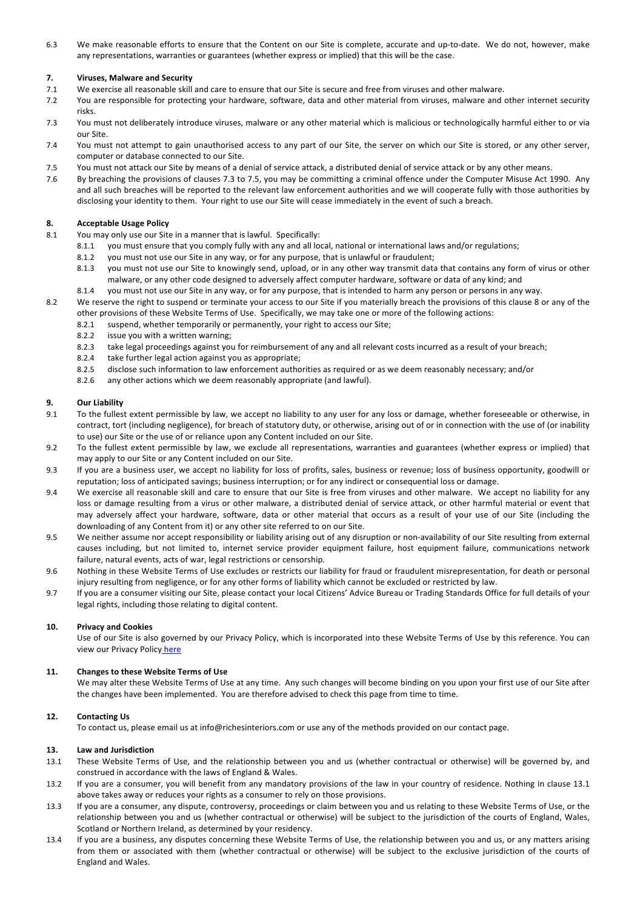6.3 We make reasonable efforts to ensure that the Content on our Site is complete, accurate and up-to-date. We do not, however, make any representations, warranties or guarantees (whether express or implied) that this will be the case.

## 7. Viruses, Malware and Security

7.1 We exercise all reasonable skill and care to ensure that our Site is secure and free from viruses and other malware.

7.2 You are responsible for protecting your hardware, software, data and other material from viruses, malware and other internet security risks.

7.3 You must not deliberately introduce viruses, malware or any other material which is malicious or technologically harmful either to or via our Site.

7.4 You must not attempt to gain unauthorised access to any part of our Site, the server on which our Site is stored, or any other server, computer or database connected to our Site.

7.5 You must not attack our Site by means of a denial of service attack, a distributed denial of service attack or by any other means.

7.6 By breaching the provisions of clauses 7.3 to 7.5, you may be committing a criminal offence under the Computer Misuse Act 1990. Any and all such breaches will be reported to the relevant law enforcement authorities and we will cooperate fully with those authorities by disclosing your identity to them. Your right to use our Site will cease immediately in the event of such a breach.

## 8. Acceptable Usage Policy

8.1 You may only use our Site in a manner that is lawful. Specifically:

- 8.1.1 you must ensure that you comply fully with any and all local, national or international laws and/or regulations;
- 8.1.2 you must not use our Site in any way, or for any purpose, that is unlawful or fraudulent;
- 8.1.3 you must not use our Site to knowingly send, upload, or in any other way transmit data that contains any form of virus or other malware, or any other code designed to adversely affect computer hardware, software or data of any kind; and
- 8.1.4 you must not use our Site in any way, or for any purpose, that is intended to harm any person or persons in any way.

8.2 We reserve the right to suspend or terminate your access to our Site if you materially breach the provisions of this clause 8 or any of the other provisions of these Website Terms of Use. Specifically, we may take one or more of the following actions:

- 8.2.1 suspend, whether temporarily or permanently, your right to access our Site;
- 8.2.2 issue you with a written warning;
- 8.2.3 take legal proceedings against you for reimbursement of any and all relevant costs incurred as a result of your breach;
- 8.2.4 take further legal action against you as appropriate;
- 8.2.5 disclose such information to law enforcement authorities as required or as we deem reasonably necessary; and/or
- 8.2.6 any other actions which we deem reasonably appropriate (and lawful).

## 9. Our Liability

9.1 To the fullest extent permissible by law, we accept no liability to any user for any loss or damage, whether foreseeable or otherwise, in contract, tort (including negligence), for breach of statutory duty, or otherwise, arising out of or in connection with the use of (or inability to use) our Site or the use of or reliance upon any Content included on our Site.

9.2 To the fullest extent permissible by law, we exclude all representations, warranties and guarantees (whether express or implied) that may apply to our Site or any Content included on our Site.

9.3 If you are a business user, we accept no liability for loss of profits, sales, business or revenue; loss of business opportunity, goodwill or reputation; loss of anticipated savings; business interruption; or for any indirect or consequential loss or damage.

9.4 We exercise all reasonable skill and care to ensure that our Site is free from viruses and other malware. We accept no liability for any loss or damage resulting from a virus or other malware, a distributed denial of service attack, or other harmful material or event that may adversely affect your hardware, software, data or other material that occurs as a result of your use of our Site (including the downloading of any Content from it) or any other site referred to on our Site.

9.5 We neither assume nor accept responsibility or liability arising out of any disruption or non-availability of our Site resulting from external causes including, but not limited to, internet service provider equipment failure, host equipment failure, communications network failure, natural events, acts of war, legal restrictions or censorship.

9.6 Nothing in these Website Terms of Use excludes or restricts our liability for fraud or fraudulent misrepresentation, for death or personal injury resulting from negligence, or for any other forms of liability which cannot be excluded or restricted by law.

9.7 If you are a consumer visiting our Site, please contact your local Citizens' Advice Bureau or Trading Standards Office for full details of your legal rights, including those relating to digital content.

## 10. Privacy and Cookies

Use of our Site is also governed by our Privacy Policy, which is incorporated into these Website Terms of Use by this reference. You can view our Privacy Policy here

## 11. Changes to these Website Terms of Use

We may alter these Website Terms of Use at any time. Any such changes will become binding on you upon your first use of our Site after the changes have been implemented. You are therefore advised to check this page from time to time.

## 12. Contacting Us

To contact us, please email us at info@richesinteriors.com or use any of the methods provided on our contact page.

## 13. Law and Jurisdiction

13.1 These Website Terms of Use, and the relationship between you and us (whether contractual or otherwise) will be governed by, and construed in accordance with the laws of England & Wales.

13.2 If you are a consumer, you will benefit from any mandatory provisions of the law in your country of residence. Nothing in clause 13.1 above takes away or reduces your rights as a consumer to rely on those provisions.

13.3 If you are a consumer, any dispute, controversy, proceedings or claim between you and us relating to these Website Terms of Use, or the relationship between you and us (whether contractual or otherwise) will be subject to the jurisdiction of the courts of England, Wales, Scotland or Northern Ireland, as determined by your residency.

13.4 If you are a business, any disputes concerning these Website Terms of Use, the relationship between you and us, or any matters arising from them or associated with them (whether contractual or otherwise) will be subject to the exclusive jurisdiction of the courts of England and Wales.